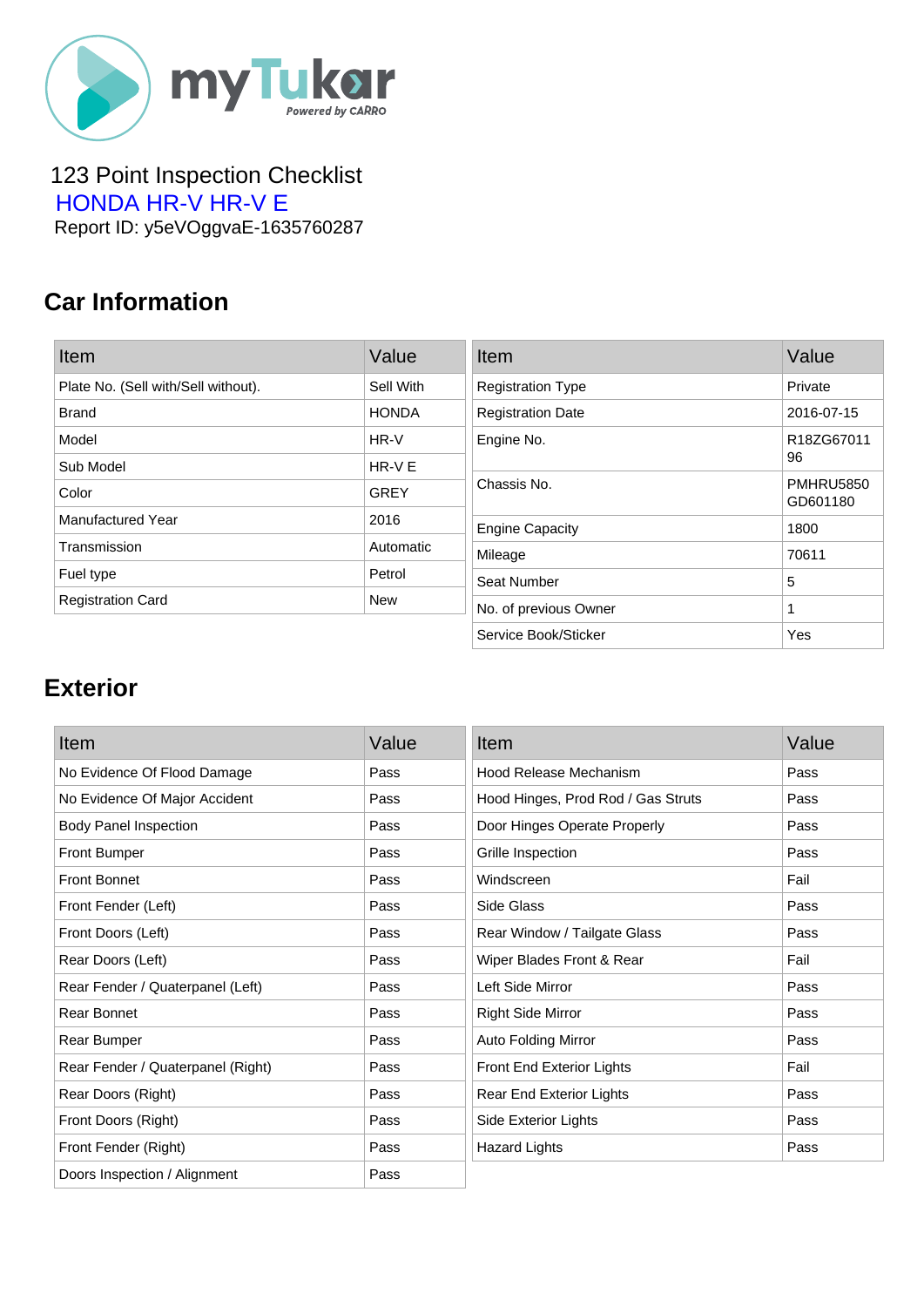myTukar
Powered by CARRO

123 Point Inspection Checklist

HONDA HR-V HR-V E

Report ID: y5eVOggvaE-1635760287

## Car Information

| Item | Value |
|---|---|
| Plate No. (Sell with/Sell without). | Sell With |
| Brand | HONDA |
| Model | HR-V |
| Sub Model | HR-V E |
| Color | GREY |
| Manufactured Year | 2016 |
| Transmission | Automatic |
| Fuel type | Petrol |
| Registration Card | New |

| Item | Value |
|---|---|
| Registration Type | Private |
| Registration Date | 2016-07-15 |
| Engine No. | R18ZG6701196 |
| Chassis No. | PMHRU5850GD601180 |
| Engine Capacity | 1800 |
| Mileage | 70611 |
| Seat Number | 5 |
| No. of previous Owner | 1 |
| Service Book/Sticker | Yes |

## Exterior

| Item | Value |
|---|---|
| No Evidence Of Flood Damage | Pass |
| No Evidence Of Major Accident | Pass |
| Body Panel Inspection | Pass |
| Front Bumper | Pass |
| Front Bonnet | Pass |
| Front Fender (Left) | Pass |
| Front Doors (Left) | Pass |
| Rear Doors (Left) | Pass |
| Rear Fender / Quaterpanel (Left) | Pass |
| Rear Bonnet | Pass |
| Rear Bumper | Pass |
| Rear Fender / Quaterpanel (Right) | Pass |
| Rear Doors (Right) | Pass |
| Front Doors (Right) | Pass |
| Front Fender (Right) | Pass |
| Doors Inspection / Alignment | Pass |

| Item | Value |
|---|---|
| Hood Release Mechanism | Pass |
| Hood Hinges, Prod Rod / Gas Struts | Pass |
| Door Hinges Operate Properly | Pass |
| Grille Inspection | Pass |
| Windscreen | Fail |
| Side Glass | Pass |
| Rear Window / Tailgate Glass | Pass |
| Wiper Blades Front & Rear | Fail |
| Left Side Mirror | Pass |
| Right Side Mirror | Pass |
| Auto Folding Mirror | Pass |
| Front End Exterior Lights | Fail |
| Rear End Exterior Lights | Pass |
| Side Exterior Lights | Pass |
| Hazard Lights | Pass |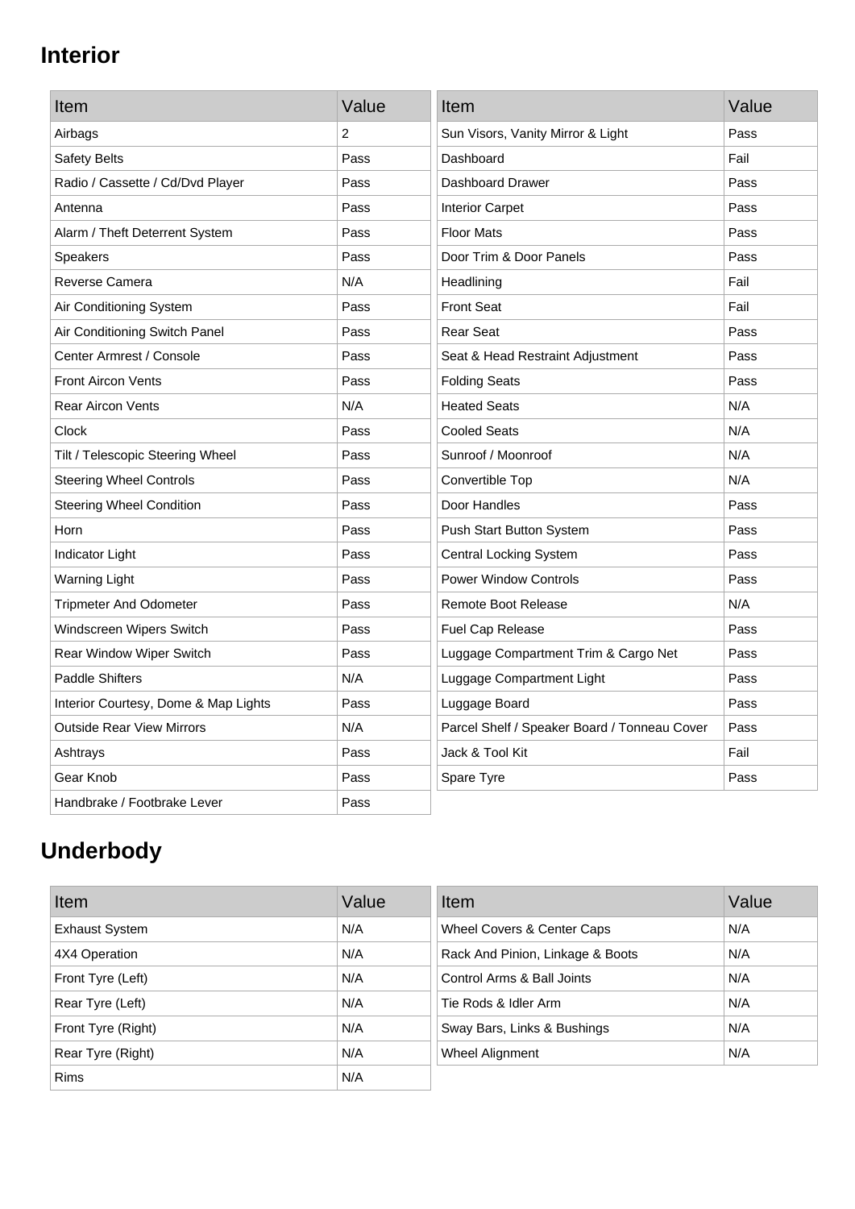## Interior

| Item | Value |
| --- | --- |
| Airbags | 2 |
| Safety Belts | Pass |
| Radio / Cassette / Cd/Dvd Player | Pass |
| Antenna | Pass |
| Alarm / Theft Deterrent System | Pass |
| Speakers | Pass |
| Reverse Camera | N/A |
| Air Conditioning System | Pass |
| Air Conditioning Switch Panel | Pass |
| Center Armrest / Console | Pass |
| Front Aircon Vents | Pass |
| Rear Aircon Vents | N/A |
| Clock | Pass |
| Tilt / Telescopic Steering Wheel | Pass |
| Steering Wheel Controls | Pass |
| Steering Wheel Condition | Pass |
| Horn | Pass |
| Indicator Light | Pass |
| Warning Light | Pass |
| Tripmeter And Odometer | Pass |
| Windscreen Wipers Switch | Pass |
| Rear Window Wiper Switch | Pass |
| Paddle Shifters | N/A |
| Interior Courtesy, Dome & Map Lights | Pass |
| Outside Rear View Mirrors | N/A |
| Ashtrays | Pass |
| Gear Knob | Pass |
| Handbrake / Footbrake Lever | Pass |

| Item | Value |
| --- | --- |
| Sun Visors, Vanity Mirror & Light | Pass |
| Dashboard | Fail |
| Dashboard Drawer | Pass |
| Interior Carpet | Pass |
| Floor Mats | Pass |
| Door Trim & Door Panels | Pass |
| Headlining | Fail |
| Front Seat | Fail |
| Rear Seat | Pass |
| Seat & Head Restraint Adjustment | Pass |
| Folding Seats | Pass |
| Heated Seats | N/A |
| Cooled Seats | N/A |
| Sunroof / Moonroof | N/A |
| Convertible Top | N/A |
| Door Handles | Pass |
| Push Start Button System | Pass |
| Central Locking System | Pass |
| Power Window Controls | Pass |
| Remote Boot Release | N/A |
| Fuel Cap Release | Pass |
| Luggage Compartment Trim & Cargo Net | Pass |
| Luggage Compartment Light | Pass |
| Luggage Board | Pass |
| Parcel Shelf / Speaker Board / Tonneau Cover | Pass |
| Jack & Tool Kit | Fail |
| Spare Tyre | Pass |

## Underbody

| Item | Value |
| --- | --- |
| Exhaust System | N/A |
| 4X4 Operation | N/A |
| Front Tyre (Left) | N/A |
| Rear Tyre (Left) | N/A |
| Front Tyre (Right) | N/A |
| Rear Tyre (Right) | N/A |
| Rims | N/A |

| Item | Value |
| --- | --- |
| Wheel Covers & Center Caps | N/A |
| Rack And Pinion, Linkage & Boots | N/A |
| Control Arms & Ball Joints | N/A |
| Tie Rods & Idler Arm | N/A |
| Sway Bars, Links & Bushings | N/A |
| Wheel Alignment | N/A |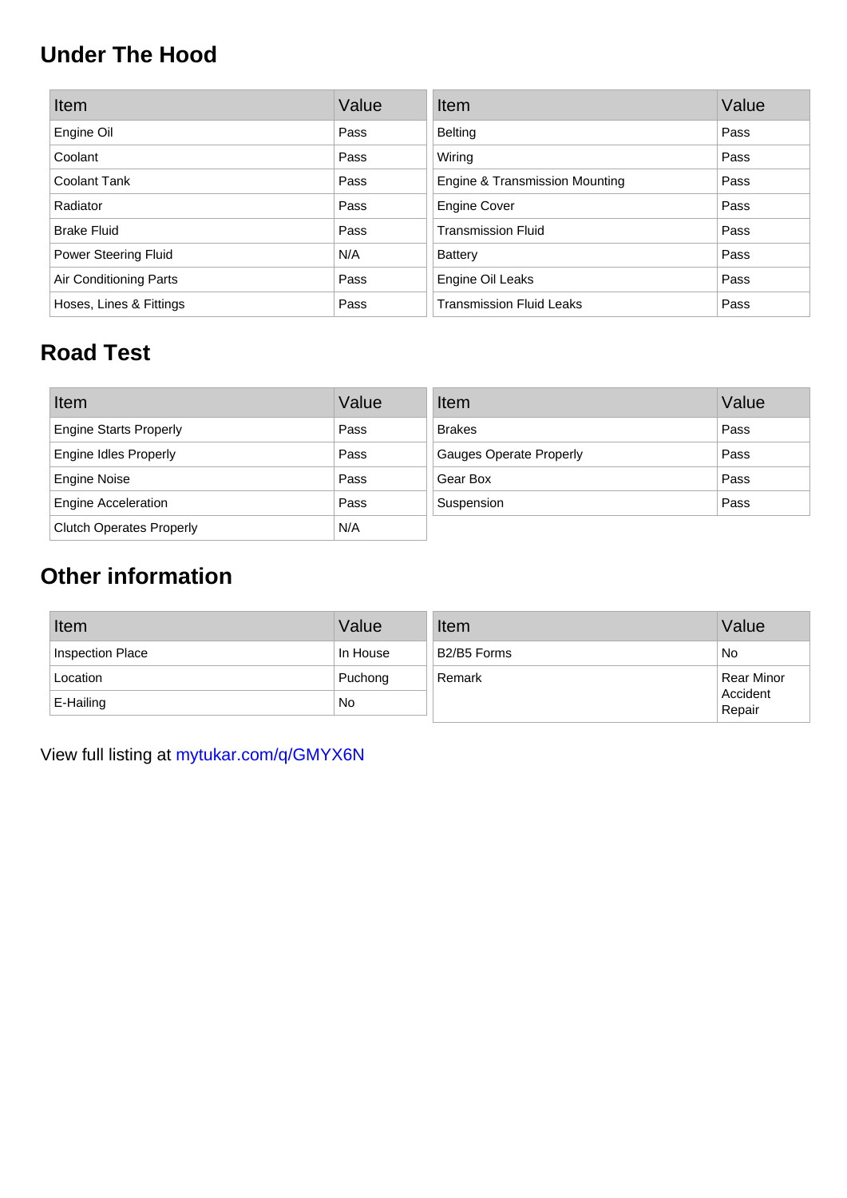## Under The Hood

| Item | Value |
|---|---|
| Engine Oil | Pass |
| Coolant | Pass |
| Coolant Tank | Pass |
| Radiator | Pass |
| Brake Fluid | Pass |
| Power Steering Fluid | N/A |
| Air Conditioning Parts | Pass |
| Hoses, Lines & Fittings | Pass |

| Item | Value |
|---|---|
| Belting | Pass |
| Wiring | Pass |
| Engine & Transmission Mounting | Pass |
| Engine Cover | Pass |
| Transmission Fluid | Pass |
| Battery | Pass |
| Engine Oil Leaks | Pass |
| Transmission Fluid Leaks | Pass |

## Road Test

| Item | Value |
|---|---|
| Engine Starts Properly | Pass |
| Engine Idles Properly | Pass |
| Engine Noise | Pass |
| Engine Acceleration | Pass |
| Clutch Operates Properly | N/A |

| Item | Value |
|---|---|
| Brakes | Pass |
| Gauges Operate Properly | Pass |
| Gear Box | Pass |
| Suspension | Pass |

## Other information

| Item | Value |
|---|---|
| Inspection Place | In House |
| Location | Puchong |
| E-Hailing | No |

| Item | Value |
|---|---|
| B2/B5 Forms | No |
| Remark | Rear Minor Accident Repair |

View full listing at mytukar.com/q/GMYX6N